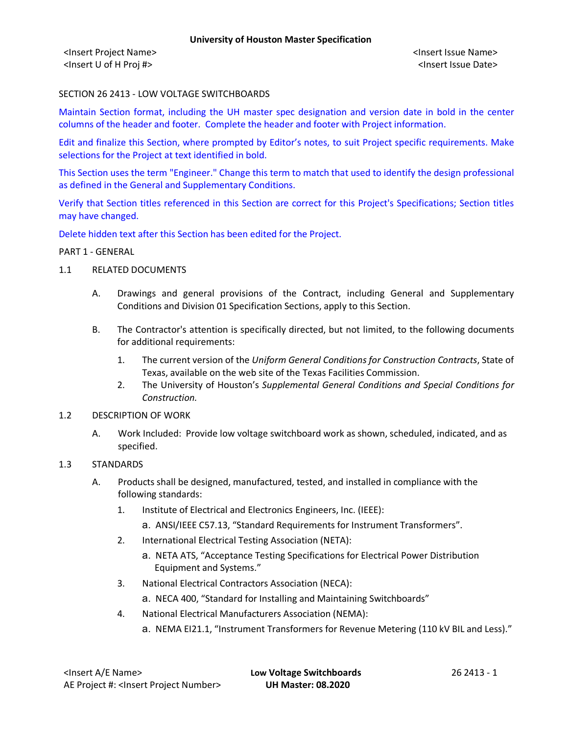SECTION 26 2413 - LOW VOLTAGE SWITCHBOARDS

Maintain Section format, including the UH master spec designation and version date in bold in the center columns of the header and footer. Complete the header and footer with Project information.

Edit and finalize this Section, where prompted by Editor's notes, to suit Project specific requirements. Make selections for the Project at text identified in bold.

This Section uses the term "Engineer." Change this term to match that used to identify the design professional as defined in the General and Supplementary Conditions.

Verify that Section titles referenced in this Section are correct for this Project's Specifications; Section titles may have changed.

Delete hidden text after this Section has been edited for the Project.

PART 1 - GENERAL

1.1 RELATED DOCUMENTS

A. Drawings and general provisions of the Contract, including General and Supplementary Conditions and Division 01 Specification Sections, apply to this Section.

B. The Contractor's attention is specifically directed, but not limited, to the following documents for additional requirements:

1. The current version of the *Uniform General Conditions for Construction Contracts*, State of Texas, available on the web site of the Texas Facilities Commission.
2. The University of Houston's *Supplemental General Conditions and Special Conditions for Construction.*

1.2 DESCRIPTION OF WORK

A. Work Included: Provide low voltage switchboard work as shown, scheduled, indicated, and as specified.

1.3 STANDARDS

A. Products shall be designed, manufactured, tested, and installed in compliance with the following standards:

1. Institute of Electrical and Electronics Engineers, Inc. (IEEE):
   a. ANSI/IEEE C57.13, "Standard Requirements for Instrument Transformers".
2. International Electrical Testing Association (NETA):
   a. NETA ATS, "Acceptance Testing Specifications for Electrical Power Distribution Equipment and Systems."
3. National Electrical Contractors Association (NECA):
   a. NECA 400, "Standard for Installing and Maintaining Switchboards"
4. National Electrical Manufacturers Association (NEMA):
   a. NEMA EI21.1, "Instrument Transformers for Revenue Metering (110 kV BIL and Less)."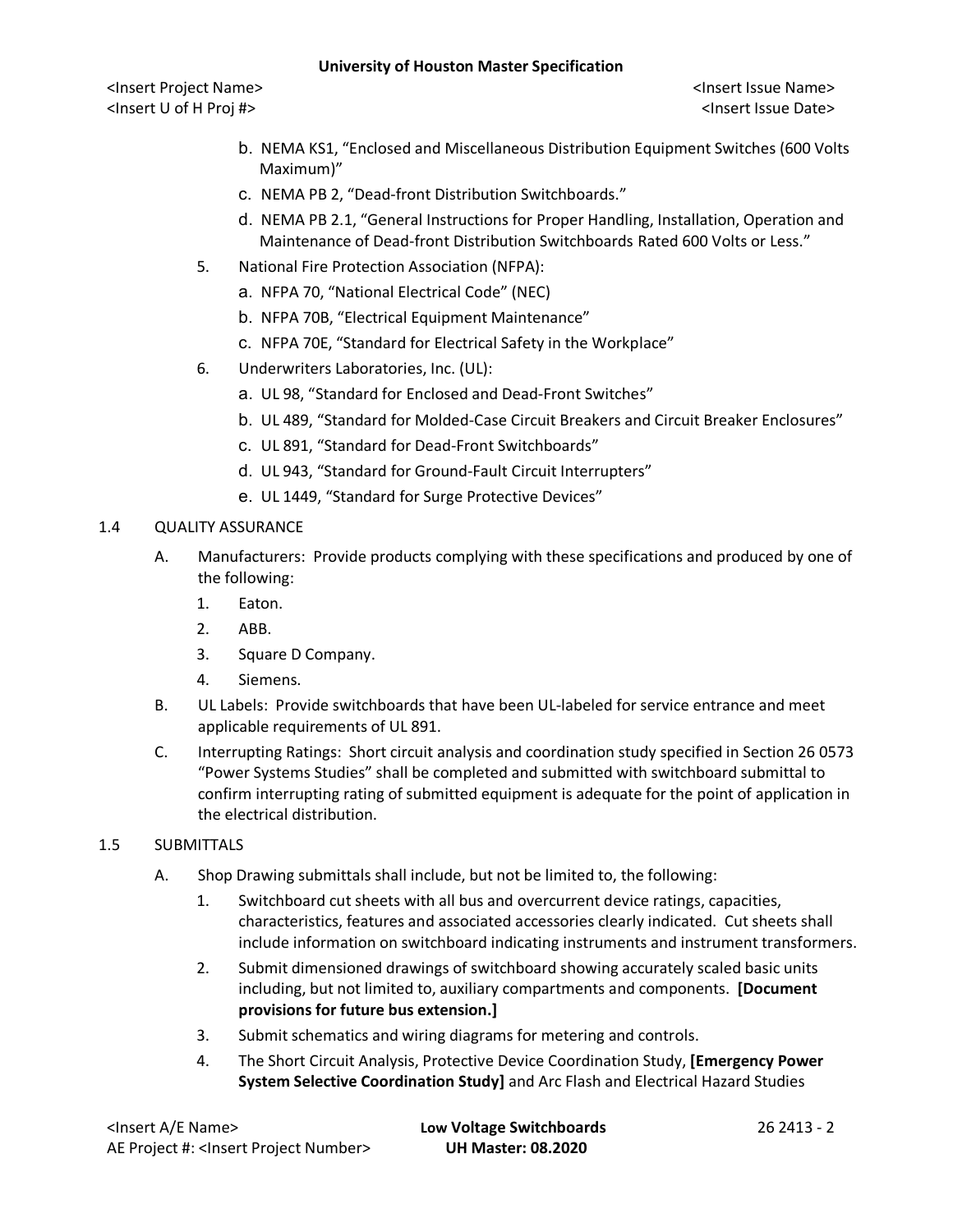b. NEMA KS1, “Enclosed and Miscellaneous Distribution Equipment Switches (600 Volts Maximum)”

c. NEMA PB 2, “Dead-front Distribution Switchboards.”

d. NEMA PB 2.1, “General Instructions for Proper Handling, Installation, Operation and Maintenance of Dead-front Distribution Switchboards Rated 600 Volts or Less.”

5. National Fire Protection Association (NFPA):

   a. NFPA 70, “National Electrical Code” (NEC)

   b. NFPA 70B, “Electrical Equipment Maintenance”

   c. NFPA 70E, “Standard for Electrical Safety in the Workplace”

6. Underwriters Laboratories, Inc. (UL):

   a. UL 98, “Standard for Enclosed and Dead-Front Switches”

   b. UL 489, “Standard for Molded-Case Circuit Breakers and Circuit Breaker Enclosures”

   c. UL 891, “Standard for Dead-Front Switchboards”

   d. UL 943, “Standard for Ground-Fault Circuit Interrupters”

   e. UL 1449, “Standard for Surge Protective Devices”

1.4 QUALITY ASSURANCE

A. Manufacturers: Provide products complying with these specifications and produced by one of the following:

   1. Eaton.
   2. ABB.
   3. Square D Company.
   4. Siemens.

B. UL Labels: Provide switchboards that have been UL-labeled for service entrance and meet applicable requirements of UL 891.

C. Interrupting Ratings: Short circuit analysis and coordination study specified in Section 26 0573 “Power Systems Studies” shall be completed and submitted with switchboard submittal to confirm interrupting rating of submitted equipment is adequate for the point of application in the electrical distribution.

1.5 SUBMITTALS

A. Shop Drawing submittals shall include, but not be limited to, the following:

   1. Switchboard cut sheets with all bus and overcurrent device ratings, capacities, characteristics, features and associated accessories clearly indicated. Cut sheets shall include information on switchboard indicating instruments and instrument transformers.

   2. Submit dimensioned drawings of switchboard showing accurately scaled basic units including, but not limited to, auxiliary compartments and components. **[Document provisions for future bus extension.]**

   3. Submit schematics and wiring diagrams for metering and controls.

   4. The Short Circuit Analysis, Protective Device Coordination Study, **[Emergency Power System Selective Coordination Study]** and Arc Flash and Electrical Hazard Studies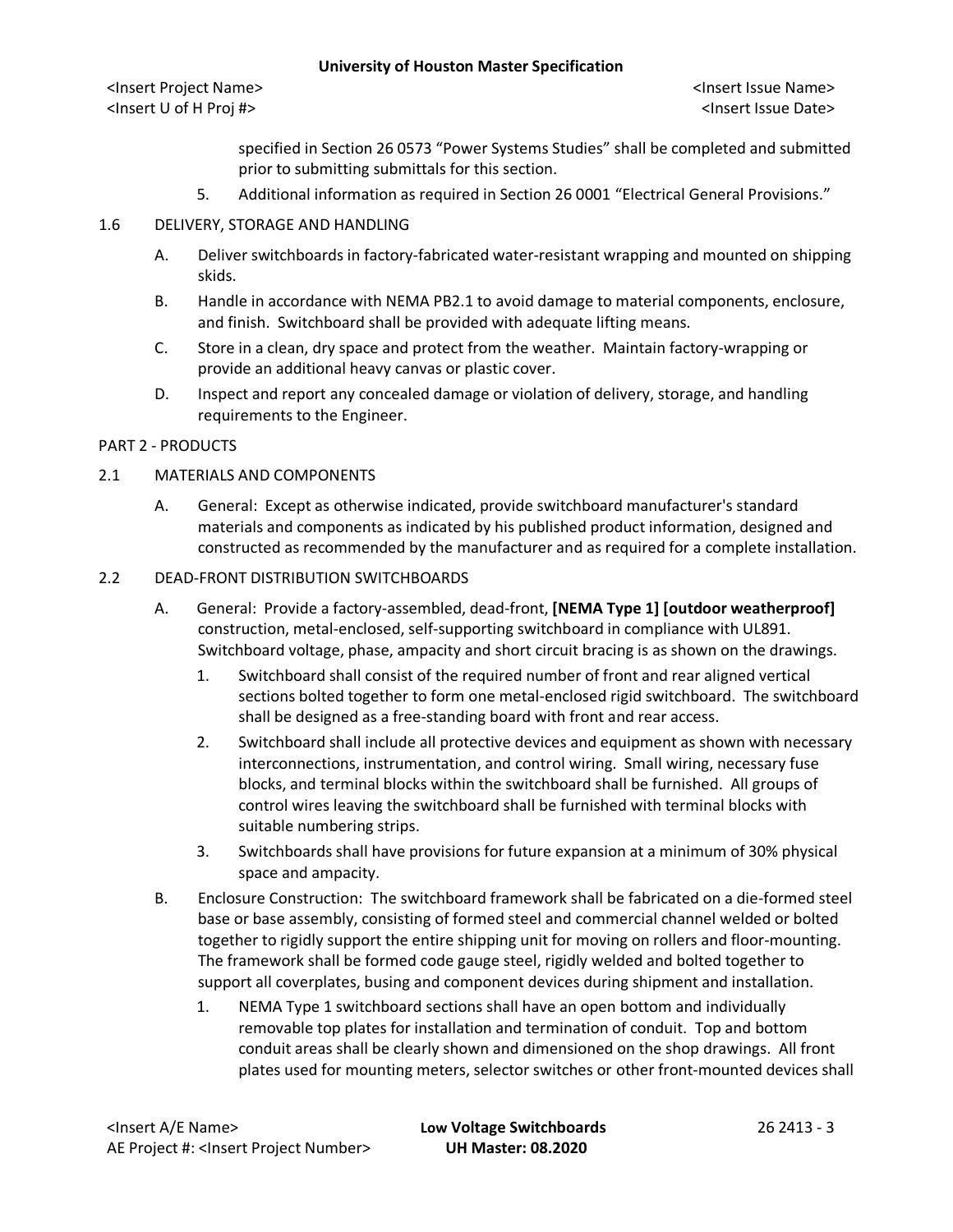specified in Section 26 0573 "Power Systems Studies" shall be completed and submitted prior to submitting submittals for this section.

5. Additional information as required in Section 26 0001 "Electrical General Provisions."

## 1.6 DELIVERY, STORAGE AND HANDLING

A. Deliver switchboards in factory-fabricated water-resistant wrapping and mounted on shipping skids.

B. Handle in accordance with NEMA PB2.1 to avoid damage to material components, enclosure, and finish. Switchboard shall be provided with adequate lifting means.

C. Store in a clean, dry space and protect from the weather. Maintain factory-wrapping or provide an additional heavy canvas or plastic cover.

D. Inspect and report any concealed damage or violation of delivery, storage, and handling requirements to the Engineer.

# PART 2 - PRODUCTS

## 2.1 MATERIALS AND COMPONENTS

A. General: Except as otherwise indicated, provide switchboard manufacturer's standard materials and components as indicated by his published product information, designed and constructed as recommended by the manufacturer and as required for a complete installation.

## 2.2 DEAD-FRONT DISTRIBUTION SWITCHBOARDS

A. General: Provide a factory-assembled, dead-front, **[NEMA Type 1] [outdoor weatherproof]** construction, metal-enclosed, self-supporting switchboard in compliance with UL891. Switchboard voltage, phase, ampacity and short circuit bracing is as shown on the drawings.

1. Switchboard shall consist of the required number of front and rear aligned vertical sections bolted together to form one metal-enclosed rigid switchboard. The switchboard shall be designed as a free-standing board with front and rear access.
2. Switchboard shall include all protective devices and equipment as shown with necessary interconnections, instrumentation, and control wiring. Small wiring, necessary fuse blocks, and terminal blocks within the switchboard shall be furnished. All groups of control wires leaving the switchboard shall be furnished with terminal blocks with suitable numbering strips.
3. Switchboards shall have provisions for future expansion at a minimum of 30% physical space and ampacity.

B. Enclosure Construction: The switchboard framework shall be fabricated on a die-formed steel base or base assembly, consisting of formed steel and commercial channel welded or bolted together to rigidly support the entire shipping unit for moving on rollers and floor-mounting. The framework shall be formed code gauge steel, rigidly welded and bolted together to support all coverplates, busing and component devices during shipment and installation.

1. NEMA Type 1 switchboard sections shall have an open bottom and individually removable top plates for installation and termination of conduit. Top and bottom conduit areas shall be clearly shown and dimensioned on the shop drawings. All front plates used for mounting meters, selector switches or other front-mounted devices shall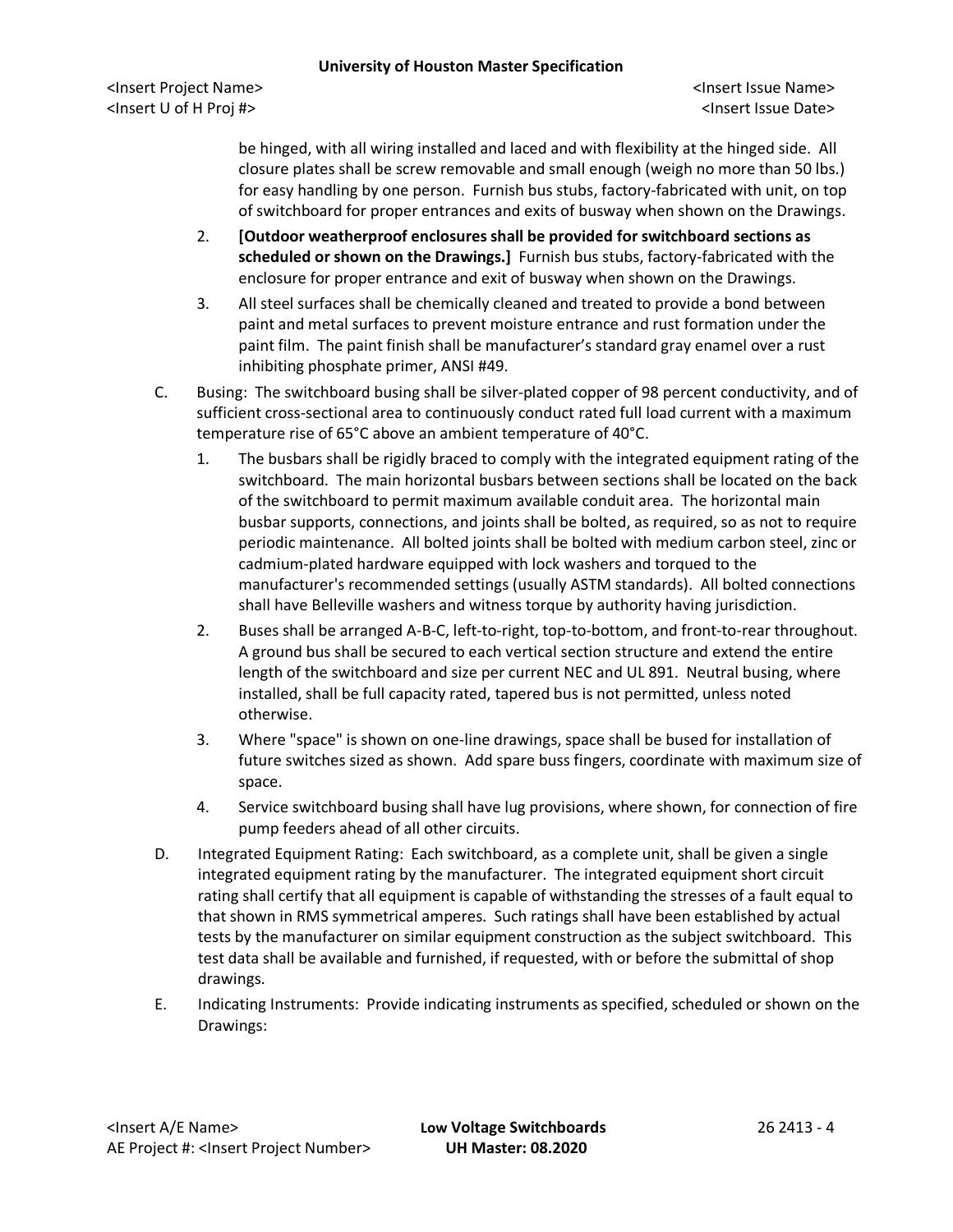be hinged, with all wiring installed and laced and with flexibility at the hinged side. All closure plates shall be screw removable and small enough (weigh no more than 50 lbs.) for easy handling by one person. Furnish bus stubs, factory-fabricated with unit, on top of switchboard for proper entrances and exits of busway when shown on the Drawings.

2. **[Outdoor weatherproof enclosures shall be provided for switchboard sections as scheduled or shown on the Drawings.]** Furnish bus stubs, factory-fabricated with the enclosure for proper entrance and exit of busway when shown on the Drawings.

3. All steel surfaces shall be chemically cleaned and treated to provide a bond between paint and metal surfaces to prevent moisture entrance and rust formation under the paint film. The paint finish shall be manufacturer's standard gray enamel over a rust inhibiting phosphate primer, ANSI #49.

C. Busing: The switchboard busing shall be silver-plated copper of 98 percent conductivity, and of sufficient cross-sectional area to continuously conduct rated full load current with a maximum temperature rise of 65°C above an ambient temperature of 40°C.

1. The busbars shall be rigidly braced to comply with the integrated equipment rating of the switchboard. The main horizontal busbars between sections shall be located on the back of the switchboard to permit maximum available conduit area. The horizontal main busbar supports, connections, and joints shall be bolted, as required, so as not to require periodic maintenance. All bolted joints shall be bolted with medium carbon steel, zinc or cadmium-plated hardware equipped with lock washers and torqued to the manufacturer's recommended settings (usually ASTM standards). All bolted connections shall have Belleville washers and witness torque by authority having jurisdiction.

2. Buses shall be arranged A-B-C, left-to-right, top-to-bottom, and front-to-rear throughout. A ground bus shall be secured to each vertical section structure and extend the entire length of the switchboard and size per current NEC and UL 891. Neutral busing, where installed, shall be full capacity rated, tapered bus is not permitted, unless noted otherwise.

3. Where "space" is shown on one-line drawings, space shall be bused for installation of future switches sized as shown. Add spare buss fingers, coordinate with maximum size of space.

4. Service switchboard busing shall have lug provisions, where shown, for connection of fire pump feeders ahead of all other circuits.

D. Integrated Equipment Rating: Each switchboard, as a complete unit, shall be given a single integrated equipment rating by the manufacturer. The integrated equipment short circuit rating shall certify that all equipment is capable of withstanding the stresses of a fault equal to that shown in RMS symmetrical amperes. Such ratings shall have been established by actual tests by the manufacturer on similar equipment construction as the subject switchboard. This test data shall be available and furnished, if requested, with or before the submittal of shop drawings.

E. Indicating Instruments: Provide indicating instruments as specified, scheduled or shown on the Drawings: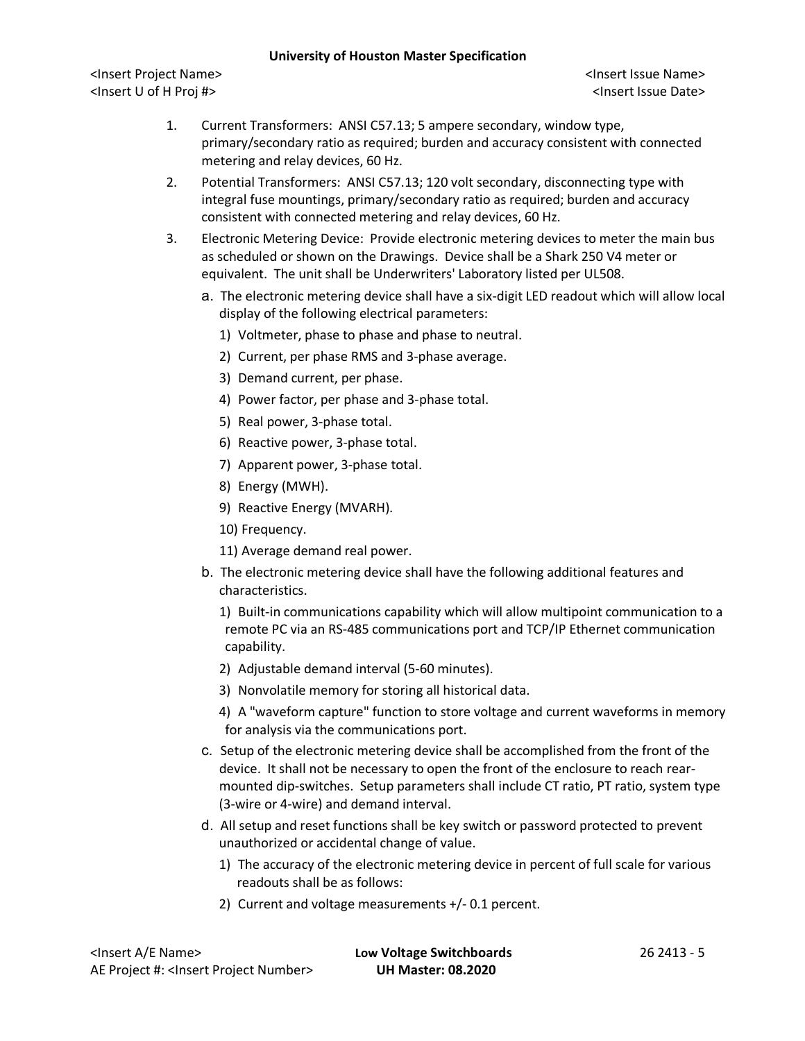1. Current Transformers: ANSI C57.13; 5 ampere secondary, window type, primary/secondary ratio as required; burden and accuracy consistent with connected metering and relay devices, 60 Hz.
2. Potential Transformers: ANSI C57.13; 120 volt secondary, disconnecting type with integral fuse mountings, primary/secondary ratio as required; burden and accuracy consistent with connected metering and relay devices, 60 Hz.
3. Electronic Metering Device: Provide electronic metering devices to meter the main bus as scheduled or shown on the Drawings. Device shall be a Shark 250 V4 meter or equivalent. The unit shall be Underwriters' Laboratory listed per UL508.
   a. The electronic metering device shall have a six-digit LED readout which will allow local display of the following electrical parameters:
      1) Voltmeter, phase to phase and phase to neutral.
      2) Current, per phase RMS and 3-phase average.
      3) Demand current, per phase.
      4) Power factor, per phase and 3-phase total.
      5) Real power, 3-phase total.
      6) Reactive power, 3-phase total.
      7) Apparent power, 3-phase total.
      8) Energy (MWH).
      9) Reactive Energy (MVARH).
      10) Frequency.
      11) Average demand real power.
   b. The electronic metering device shall have the following additional features and characteristics.
      1) Built-in communications capability which will allow multipoint communication to a remote PC via an RS-485 communications port and TCP/IP Ethernet communication capability.
      2) Adjustable demand interval (5-60 minutes).
      3) Nonvolatile memory for storing all historical data.
      4) A "waveform capture" function to store voltage and current waveforms in memory for analysis via the communications port.
   c. Setup of the electronic metering device shall be accomplished from the front of the device. It shall not be necessary to open the front of the enclosure to reach rear-mounted dip-switches. Setup parameters shall include CT ratio, PT ratio, system type (3-wire or 4-wire) and demand interval.
   d. All setup and reset functions shall be key switch or password protected to prevent unauthorized or accidental change of value.
      1) The accuracy of the electronic metering device in percent of full scale for various readouts shall be as follows:
      2) Current and voltage measurements +/- 0.1 percent.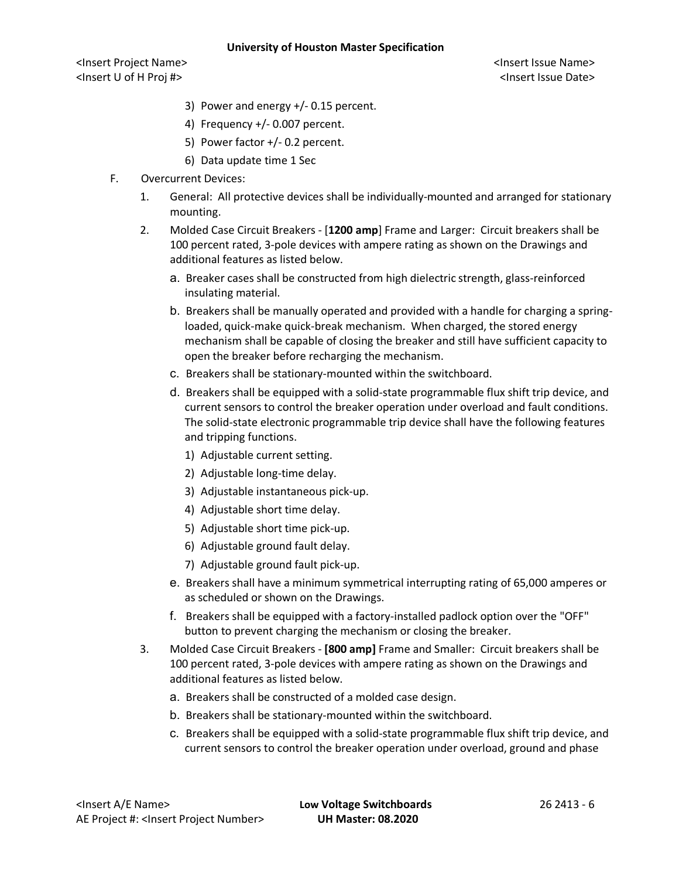3) Power and energy +/- 0.15 percent.
4) Frequency +/- 0.007 percent.
5) Power factor +/- 0.2 percent.
6) Data update time 1 Sec

F. Overcurrent Devices:

1. General: All protective devices shall be individually-mounted and arranged for stationary mounting.

2. Molded Case Circuit Breakers - [**1200 amp**] Frame and Larger: Circuit breakers shall be 100 percent rated, 3-pole devices with ampere rating as shown on the Drawings and additional features as listed below.

   a. Breaker cases shall be constructed from high dielectric strength, glass-reinforced insulating material.

   b. Breakers shall be manually operated and provided with a handle for charging a spring-loaded, quick-make quick-break mechanism. When charged, the stored energy mechanism shall be capable of closing the breaker and still have sufficient capacity to open the breaker before recharging the mechanism.

   c. Breakers shall be stationary-mounted within the switchboard.

   d. Breakers shall be equipped with a solid-state programmable flux shift trip device, and current sensors to control the breaker operation under overload and fault conditions. The solid-state electronic programmable trip device shall have the following features and tripping functions.

      1) Adjustable current setting.
      2) Adjustable long-time delay.
      3) Adjustable instantaneous pick-up.
      4) Adjustable short time delay.
      5) Adjustable short time pick-up.
      6) Adjustable ground fault delay.
      7) Adjustable ground fault pick-up.

   e. Breakers shall have a minimum symmetrical interrupting rating of 65,000 amperes or as scheduled or shown on the Drawings.

   f. Breakers shall be equipped with a factory-installed padlock option over the "OFF" button to prevent charging the mechanism or closing the breaker.

3. Molded Case Circuit Breakers - **[800 amp]** Frame and Smaller: Circuit breakers shall be 100 percent rated, 3-pole devices with ampere rating as shown on the Drawings and additional features as listed below.

   a. Breakers shall be constructed of a molded case design.

   b. Breakers shall be stationary-mounted within the switchboard.

   c. Breakers shall be equipped with a solid-state programmable flux shift trip device, and current sensors to control the breaker operation under overload, ground and phase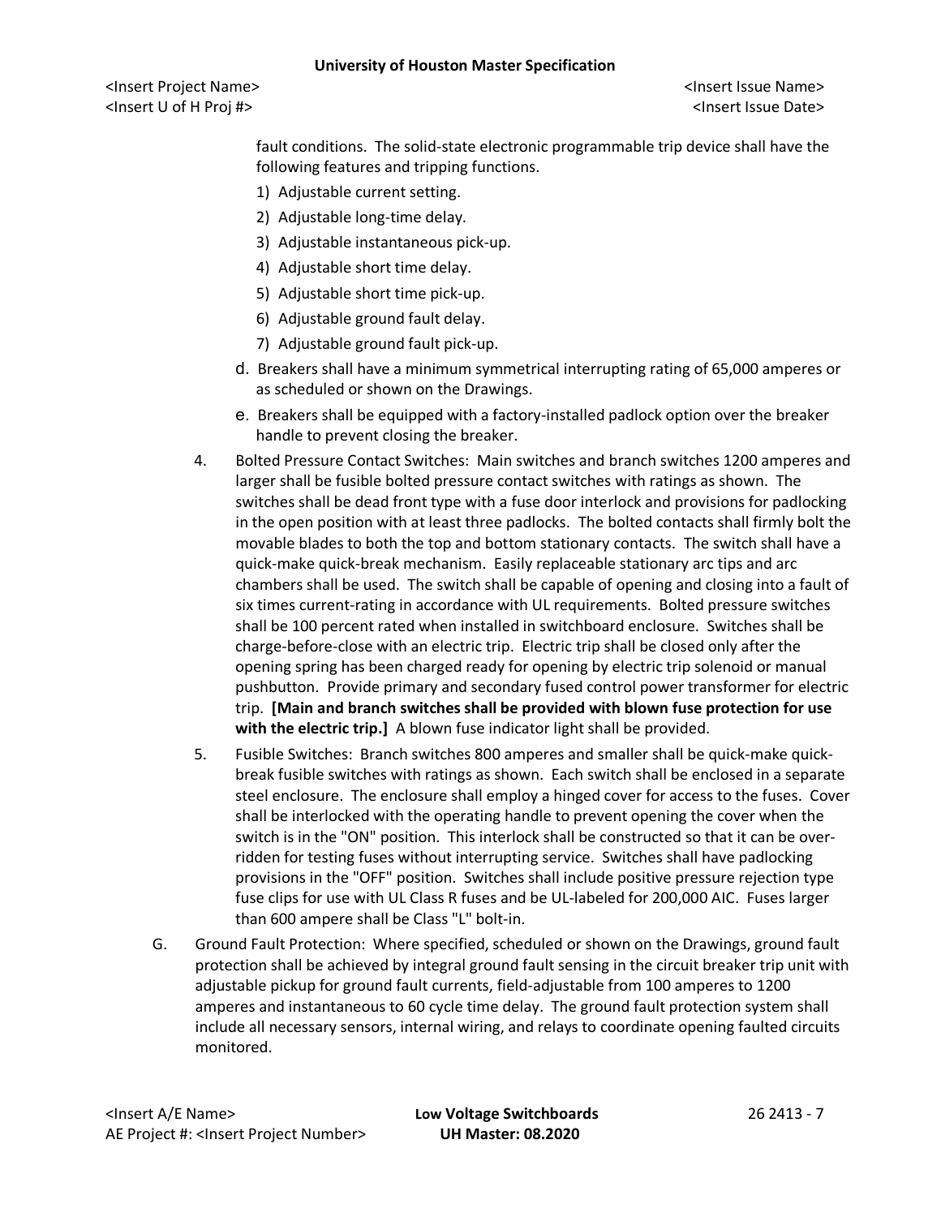fault conditions. The solid-state electronic programmable trip device shall have the following features and tripping functions.

1) Adjustable current setting.
2) Adjustable long-time delay.
3) Adjustable instantaneous pick-up.
4) Adjustable short time delay.
5) Adjustable short time pick-up.
6) Adjustable ground fault delay.
7) Adjustable ground fault pick-up.

d. Breakers shall have a minimum symmetrical interrupting rating of 65,000 amperes or as scheduled or shown on the Drawings.

e. Breakers shall be equipped with a factory-installed padlock option over the breaker handle to prevent closing the breaker.

4. Bolted Pressure Contact Switches: Main switches and branch switches 1200 amperes and larger shall be fusible bolted pressure contact switches with ratings as shown. The switches shall be dead front type with a fuse door interlock and provisions for padlocking in the open position with at least three padlocks. The bolted contacts shall firmly bolt the movable blades to both the top and bottom stationary contacts. The switch shall have a quick-make quick-break mechanism. Easily replaceable stationary arc tips and arc chambers shall be used. The switch shall be capable of opening and closing into a fault of six times current-rating in accordance with UL requirements. Bolted pressure switches shall be 100 percent rated when installed in switchboard enclosure. Switches shall be charge-before-close with an electric trip. Electric trip shall be closed only after the opening spring has been charged ready for opening by electric trip solenoid or manual pushbutton. Provide primary and secondary fused control power transformer for electric trip. **[Main and branch switches shall be provided with blown fuse protection for use with the electric trip.]** A blown fuse indicator light shall be provided.

5. Fusible Switches: Branch switches 800 amperes and smaller shall be quick-make quick-break fusible switches with ratings as shown. Each switch shall be enclosed in a separate steel enclosure. The enclosure shall employ a hinged cover for access to the fuses. Cover shall be interlocked with the operating handle to prevent opening the cover when the switch is in the "ON" position. This interlock shall be constructed so that it can be over-ridden for testing fuses without interrupting service. Switches shall have padlocking provisions in the "OFF" position. Switches shall include positive pressure rejection type fuse clips for use with UL Class R fuses and be UL-labeled for 200,000 AIC. Fuses larger than 600 ampere shall be Class "L" bolt-in.

G. Ground Fault Protection: Where specified, scheduled or shown on the Drawings, ground fault protection shall be achieved by integral ground fault sensing in the circuit breaker trip unit with adjustable pickup for ground fault currents, field-adjustable from 100 amperes to 1200 amperes and instantaneous to 60 cycle time delay. The ground fault protection system shall include all necessary sensors, internal wiring, and relays to coordinate opening faulted circuits monitored.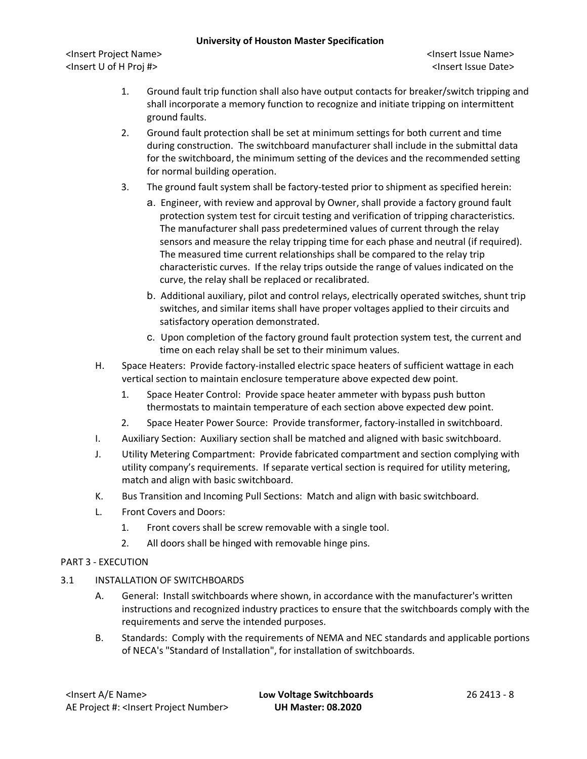1. Ground fault trip function shall also have output contacts for breaker/switch tripping and shall incorporate a memory function to recognize and initiate tripping on intermittent ground faults.
2. Ground fault protection shall be set at minimum settings for both current and time during construction. The switchboard manufacturer shall include in the submittal data for the switchboard, the minimum setting of the devices and the recommended setting for normal building operation.
3. The ground fault system shall be factory-tested prior to shipment as specified herein:
   a. Engineer, with review and approval by Owner, shall provide a factory ground fault protection system test for circuit testing and verification of tripping characteristics. The manufacturer shall pass predetermined values of current through the relay sensors and measure the relay tripping time for each phase and neutral (if required). The measured time current relationships shall be compared to the relay trip characteristic curves. If the relay trips outside the range of values indicated on the curve, the relay shall be replaced or recalibrated.
   b. Additional auxiliary, pilot and control relays, electrically operated switches, shunt trip switches, and similar items shall have proper voltages applied to their circuits and satisfactory operation demonstrated.
   c. Upon completion of the factory ground fault protection system test, the current and time on each relay shall be set to their minimum values.

H. Space Heaters: Provide factory-installed electric space heaters of sufficient wattage in each vertical section to maintain enclosure temperature above expected dew point.
   1. Space Heater Control: Provide space heater ammeter with bypass push button thermostats to maintain temperature of each section above expected dew point.
   2. Space Heater Power Source: Provide transformer, factory-installed in switchboard.

I. Auxiliary Section: Auxiliary section shall be matched and aligned with basic switchboard.

J. Utility Metering Compartment: Provide fabricated compartment and section complying with utility company's requirements. If separate vertical section is required for utility metering, match and align with basic switchboard.

K. Bus Transition and Incoming Pull Sections: Match and align with basic switchboard.

L. Front Covers and Doors:
   1. Front covers shall be screw removable with a single tool.
   2. All doors shall be hinged with removable hinge pins.

## PART 3 - EXECUTION

### 3.1 INSTALLATION OF SWITCHBOARDS

A. General: Install switchboards where shown, in accordance with the manufacturer's written instructions and recognized industry practices to ensure that the switchboards comply with the requirements and serve the intended purposes.

B. Standards: Comply with the requirements of NEMA and NEC standards and applicable portions of NECA's "Standard of Installation", for installation of switchboards.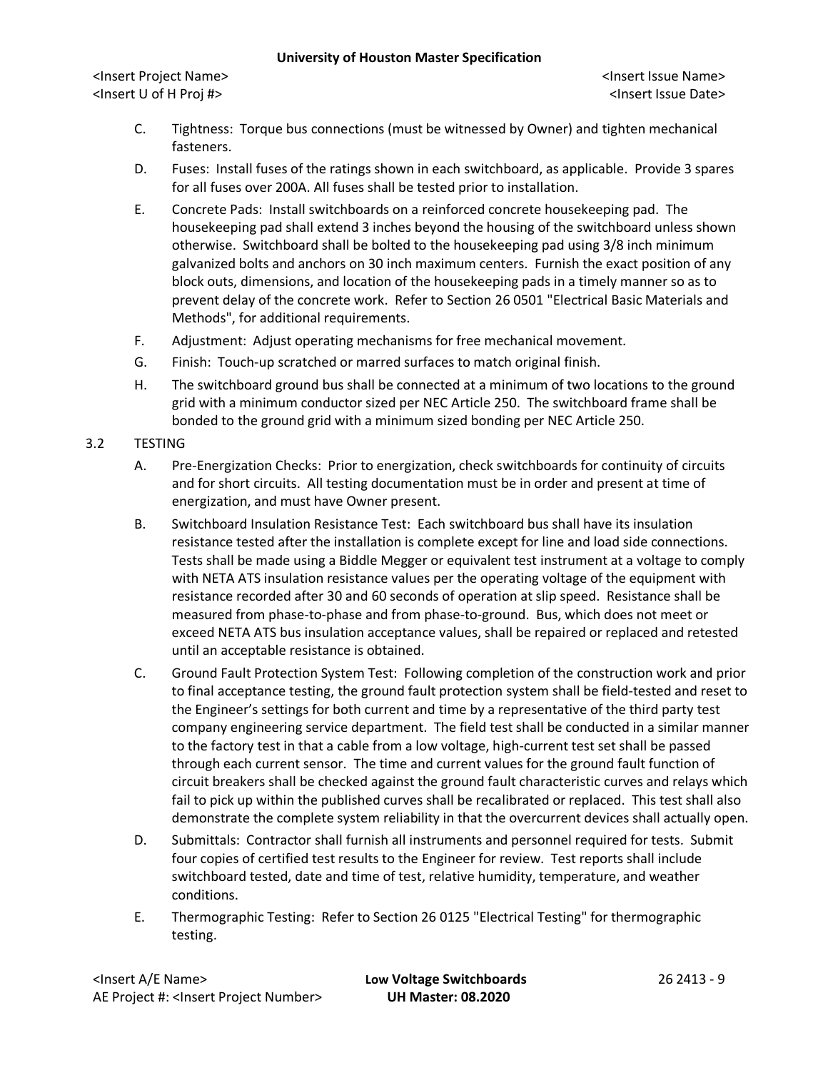C. Tightness: Torque bus connections (must be witnessed by Owner) and tighten mechanical fasteners.

D. Fuses: Install fuses of the ratings shown in each switchboard, as applicable. Provide 3 spares for all fuses over 200A. All fuses shall be tested prior to installation.

E. Concrete Pads: Install switchboards on a reinforced concrete housekeeping pad. The housekeeping pad shall extend 3 inches beyond the housing of the switchboard unless shown otherwise. Switchboard shall be bolted to the housekeeping pad using 3/8 inch minimum galvanized bolts and anchors on 30 inch maximum centers. Furnish the exact position of any block outs, dimensions, and location of the housekeeping pads in a timely manner so as to prevent delay of the concrete work. Refer to Section 26 0501 "Electrical Basic Materials and Methods", for additional requirements.

F. Adjustment: Adjust operating mechanisms for free mechanical movement.

G. Finish: Touch-up scratched or marred surfaces to match original finish.

H. The switchboard ground bus shall be connected at a minimum of two locations to the ground grid with a minimum conductor sized per NEC Article 250. The switchboard frame shall be bonded to the ground grid with a minimum sized bonding per NEC Article 250.

## 3.2 TESTING

A. Pre-Energization Checks: Prior to energization, check switchboards for continuity of circuits and for short circuits. All testing documentation must be in order and present at time of energization, and must have Owner present.

B. Switchboard Insulation Resistance Test: Each switchboard bus shall have its insulation resistance tested after the installation is complete except for line and load side connections. Tests shall be made using a Biddle Megger or equivalent test instrument at a voltage to comply with NETA ATS insulation resistance values per the operating voltage of the equipment with resistance recorded after 30 and 60 seconds of operation at slip speed. Resistance shall be measured from phase-to-phase and from phase-to-ground. Bus, which does not meet or exceed NETA ATS bus insulation acceptance values, shall be repaired or replaced and retested until an acceptable resistance is obtained.

C. Ground Fault Protection System Test: Following completion of the construction work and prior to final acceptance testing, the ground fault protection system shall be field-tested and reset to the Engineer's settings for both current and time by a representative of the third party test company engineering service department. The field test shall be conducted in a similar manner to the factory test in that a cable from a low voltage, high-current test set shall be passed through each current sensor. The time and current values for the ground fault function of circuit breakers shall be checked against the ground fault characteristic curves and relays which fail to pick up within the published curves shall be recalibrated or replaced. This test shall also demonstrate the complete system reliability in that the overcurrent devices shall actually open.

D. Submittals: Contractor shall furnish all instruments and personnel required for tests. Submit four copies of certified test results to the Engineer for review. Test reports shall include switchboard tested, date and time of test, relative humidity, temperature, and weather conditions.

E. Thermographic Testing: Refer to Section 26 0125 "Electrical Testing" for thermographic testing.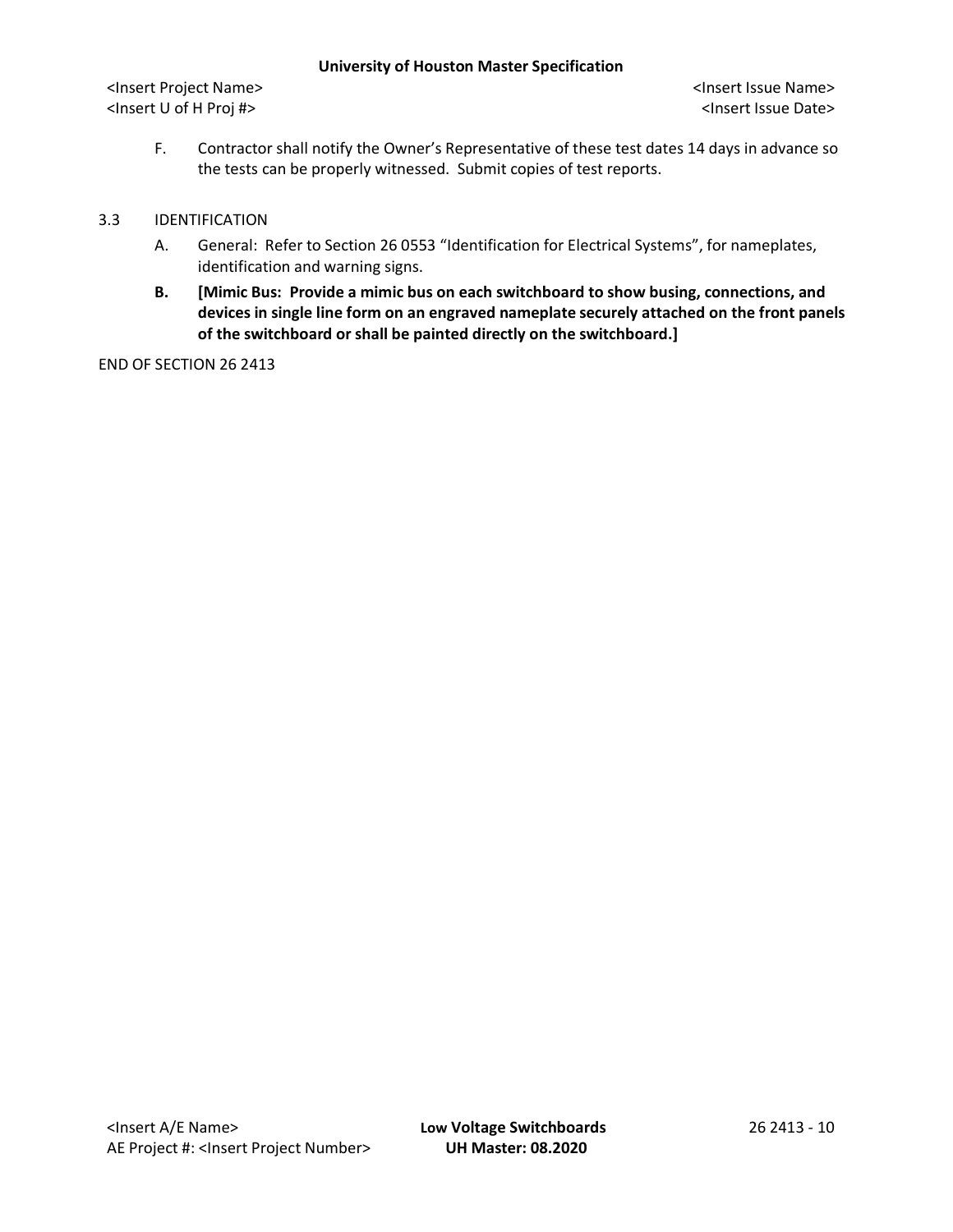F. Contractor shall notify the Owner's Representative of these test dates 14 days in advance so the tests can be properly witnessed. Submit copies of test reports.

3.3 IDENTIFICATION

A. General: Refer to Section 26 0553 "Identification for Electrical Systems", for nameplates, identification and warning signs.

**B. [Mimic Bus: Provide a mimic bus on each switchboard to show busing, connections, and devices in single line form on an engraved nameplate securely attached on the front panels of the switchboard or shall be painted directly on the switchboard.]**

END OF SECTION 26 2413